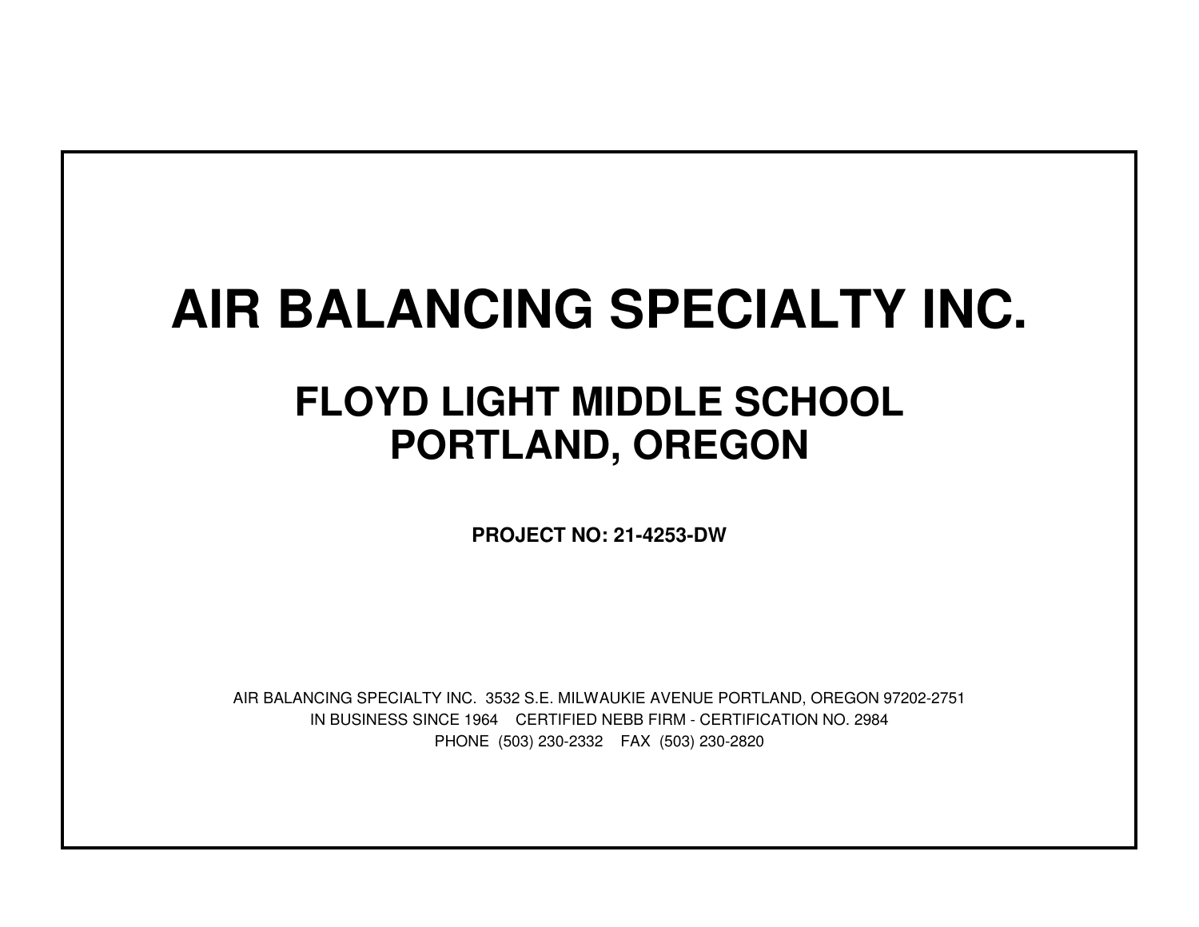# AIR BALANCING SPECIALTY INC.

## FLOYD LIGHT MIDDLE SCHOOL
## PORTLAND, OREGON

**PROJECT NO: 21-4253-DW**

AIR BALANCING SPECIALTY INC. 3532 S.E. MILWAUKIE AVENUE PORTLAND, OREGON 97202-2751

IN BUSINESS SINCE 1964 CERTIFIED NEBB FIRM - CERTIFICATION NO. 2984

PHONE (503) 230-2332 FAX (503) 230-2820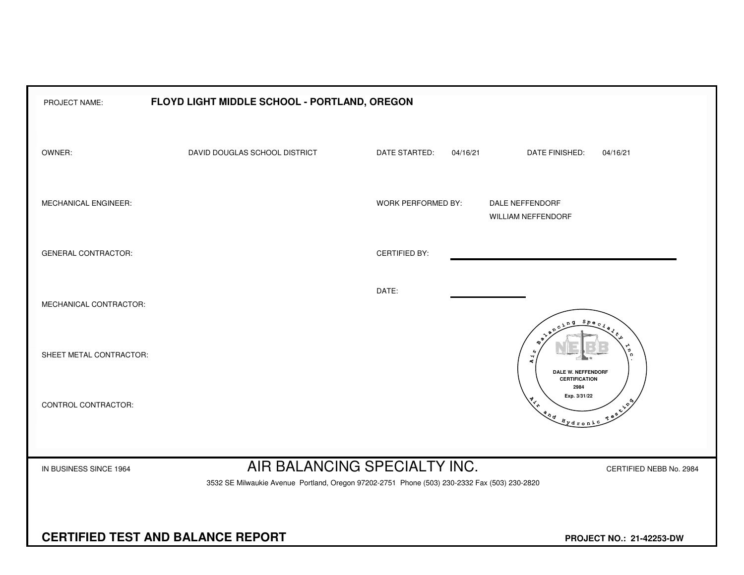PROJECT NAME: **FLOYD LIGHT MIDDLE SCHOOL - PORTLAND, OREGON**

| | | | | | |
|---|---|---|---|---|---|
| OWNER: | DAVID DOUGLAS SCHOOL DISTRICT | DATE STARTED: | 04/16/21 | DATE FINISHED: | 04/16/21 |
| MECHANICAL ENGINEER: | | WORK PERFORMED BY: | DALE NEFFENDORF<br>WILLIAM NEFFENDORF | | |
| GENERAL CONTRACTOR: | | CERTIFIED BY: | | | |
| MECHANICAL CONTRACTOR: | | DATE: | | | |
| SHEET METAL CONTRACTOR: | | | | | |
| CONTROL CONTRACTOR: | | | | | |

Air Balancing Specialty Inc.
NEBB
DALE W. NEFFENDORF
CERTIFICATION
2984
Exp. 3/31/22
Air and Hydronic Testing

IN BUSINESS SINCE 1964

# AIR BALANCING SPECIALTY INC.

CERTIFIED NEBB No. 2984

3532 SE Milwaukie Avenue Portland, Oregon 97202-2751 Phone (503) 230-2332 Fax (503) 230-2820

## CERTIFIED TEST AND BALANCE REPORT

**PROJECT NO.: 21-42253-DW**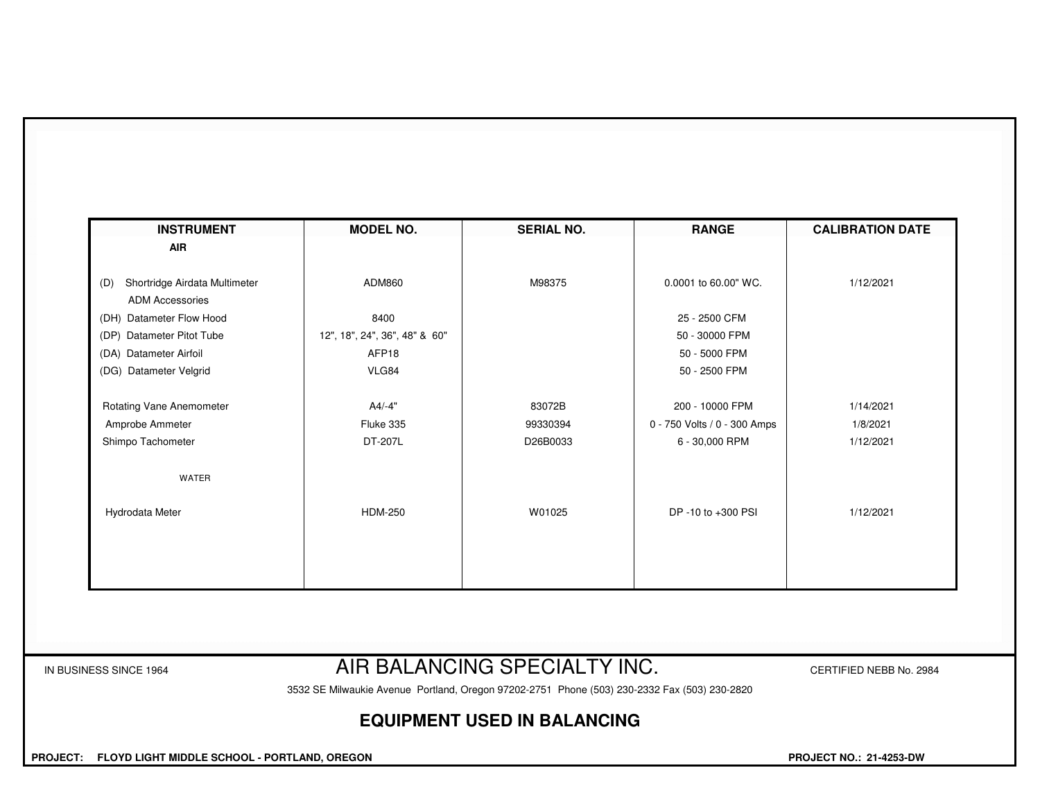| INSTRUMENT | MODEL NO. | SERIAL NO. | RANGE | CALIBRATION DATE |
|---|---|---|---|---|
| **AIR** | | | | |
| (D) Shortridge Airdata Multimeter | ADM860 | M98375 | 0.0001 to 60.00" WC. | 1/12/2021 |
| ADM Accessories | | | | |
| (DH) Datameter Flow Hood | 8400 | | 25 - 2500 CFM | |
| (DP) Datameter Pitot Tube | 12", 18", 24", 36", 48" & 60" | | 50 - 30000 FPM | |
| (DA) Datameter Airfoil | AFP18 | | 50 - 5000 FPM | |
| (DG) Datameter Velgrid | VLG84 | | 50 - 2500 FPM | |
| Rotating Vane Anemometer | A4/-4" | 83072B | 200 - 10000 FPM | 1/14/2021 |
| Amprobe Ammeter | Fluke 335 | 99330394 | 0 - 750 Volts / 0 - 300 Amps | 1/8/2021 |
| Shimpo Tachometer | DT-207L | D26B0033 | 6 - 30,000 RPM | 1/12/2021 |
| WATER | | | | |
| Hydrodata Meter | HDM-250 | W01025 | DP -10 to +300 PSI | 1/12/2021 |

IN BUSINESS SINCE 1964

# AIR BALANCING SPECIALTY INC.

CERTIFIED NEBB No. 2984

3532 SE Milwaukie Avenue Portland, Oregon 97202-2751 Phone (503) 230-2332 Fax (503) 230-2820

## EQUIPMENT USED IN BALANCING

**PROJECT: FLOYD LIGHT MIDDLE SCHOOL - PORTLAND, OREGON**

**PROJECT NO.: 21-4253-DW**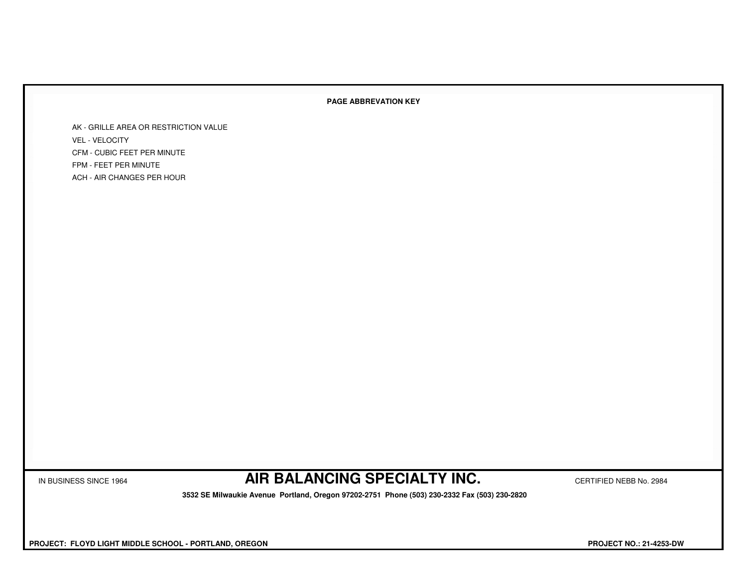**PAGE ABBREVATION KEY**

AK - GRILLE AREA OR RESTRICTION VALUE

VEL - VELOCITY

CFM - CUBIC FEET PER MINUTE

FPM - FEET PER MINUTE

ACH - AIR CHANGES PER HOUR

IN BUSINESS SINCE 1964

## AIR BALANCING SPECIALTY INC.

CERTIFIED NEBB No. 2984

**3532 SE Milwaukie Avenue Portland, Oregon 97202-2751 Phone (503) 230-2332 Fax (503) 230-2820**

**PROJECT: FLOYD LIGHT MIDDLE SCHOOL - PORTLAND, OREGON**

**PROJECT NO.: 21-4253-DW**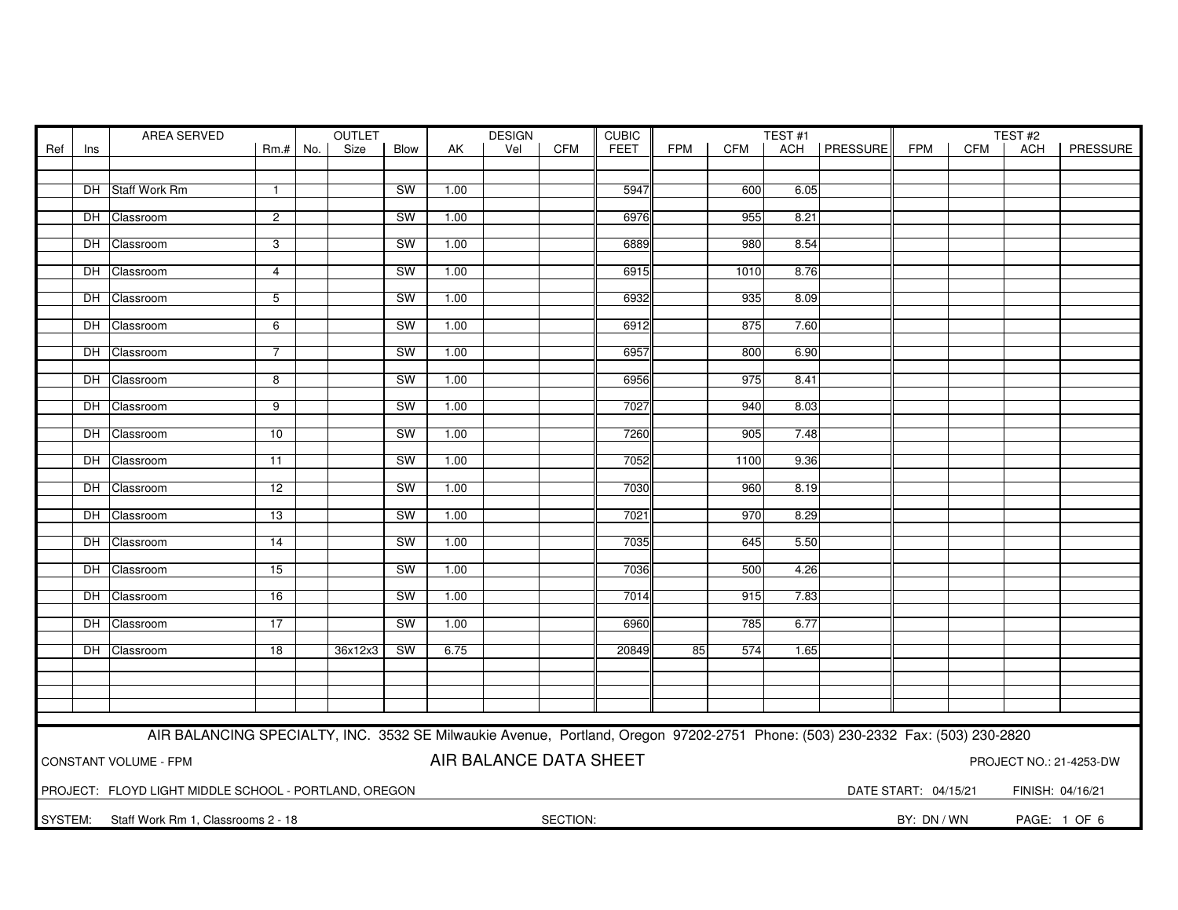| Ref | Ins | AREA SERVED | Rm.# | OUTLET No. | OUTLET Size | Blow | AK | DESIGN Vel | DESIGN CFM | CUBIC FEET | TEST #1 FPM | TEST #1 CFM | TEST #1 ACH | TEST #1 PRESSURE | TEST #2 FPM | TEST #2 CFM | TEST #2 ACH | TEST #2 PRESSURE |
|---|---|---|---|---|---|---|---|---|---|---|---|---|---|---|---|---|---|---|
| | DH | Staff Work Rm | 1 | | | SW | 1.00 | | | 5947 | | 600 | 6.05 | | | | | |
| | DH | Classroom | 2 | | | SW | 1.00 | | | 6976 | | 955 | 8.21 | | | | | |
| | DH | Classroom | 3 | | | SW | 1.00 | | | 6889 | | 980 | 8.54 | | | | | |
| | DH | Classroom | 4 | | | SW | 1.00 | | | 6915 | | 1010 | 8.76 | | | | | |
| | DH | Classroom | 5 | | | SW | 1.00 | | | 6932 | | 935 | 8.09 | | | | | |
| | DH | Classroom | 6 | | | SW | 1.00 | | | 6912 | | 875 | 7.60 | | | | | |
| | DH | Classroom | 7 | | | SW | 1.00 | | | 6957 | | 800 | 6.90 | | | | | |
| | DH | Classroom | 8 | | | SW | 1.00 | | | 6956 | | 975 | 8.41 | | | | | |
| | DH | Classroom | 9 | | | SW | 1.00 | | | 7027 | | 940 | 8.03 | | | | | |
| | DH | Classroom | 10 | | | SW | 1.00 | | | 7260 | | 905 | 7.48 | | | | | |
| | DH | Classroom | 11 | | | SW | 1.00 | | | 7052 | | 1100 | 9.36 | | | | | |
| | DH | Classroom | 12 | | | SW | 1.00 | | | 7030 | | 960 | 8.19 | | | | | |
| | DH | Classroom | 13 | | | SW | 1.00 | | | 7021 | | 970 | 8.29 | | | | | |
| | DH | Classroom | 14 | | | SW | 1.00 | | | 7035 | | 645 | 5.50 | | | | | |
| | DH | Classroom | 15 | | | SW | 1.00 | | | 7036 | | 500 | 4.26 | | | | | |
| | DH | Classroom | 16 | | | SW | 1.00 | | | 7014 | | 915 | 7.83 | | | | | |
| | DH | Classroom | 17 | | | SW | 1.00 | | | 6960 | | 785 | 6.77 | | | | | |
| | DH | Classroom | 18 | | 36x12x3 | SW | 6.75 | | | 20849 | 85 | 574 | 1.65 | | | | | |

AIR BALANCING SPECIALTY, INC. 3532 SE Milwaukie Avenue, Portland, Oregon 97202-2751 Phone: (503) 230-2332 Fax: (503) 230-2820

CONSTANT VOLUME - FPM

**AIR BALANCE DATA SHEET**

PROJECT NO.: 21-4253-DW

PROJECT: FLOYD LIGHT MIDDLE SCHOOL - PORTLAND, OREGON

DATE START: 04/15/21 FINISH: 04/16/21

SYSTEM: Staff Work Rm 1, Classrooms 2 - 18

SECTION:

BY: DN / WN

PAGE: 1 OF 6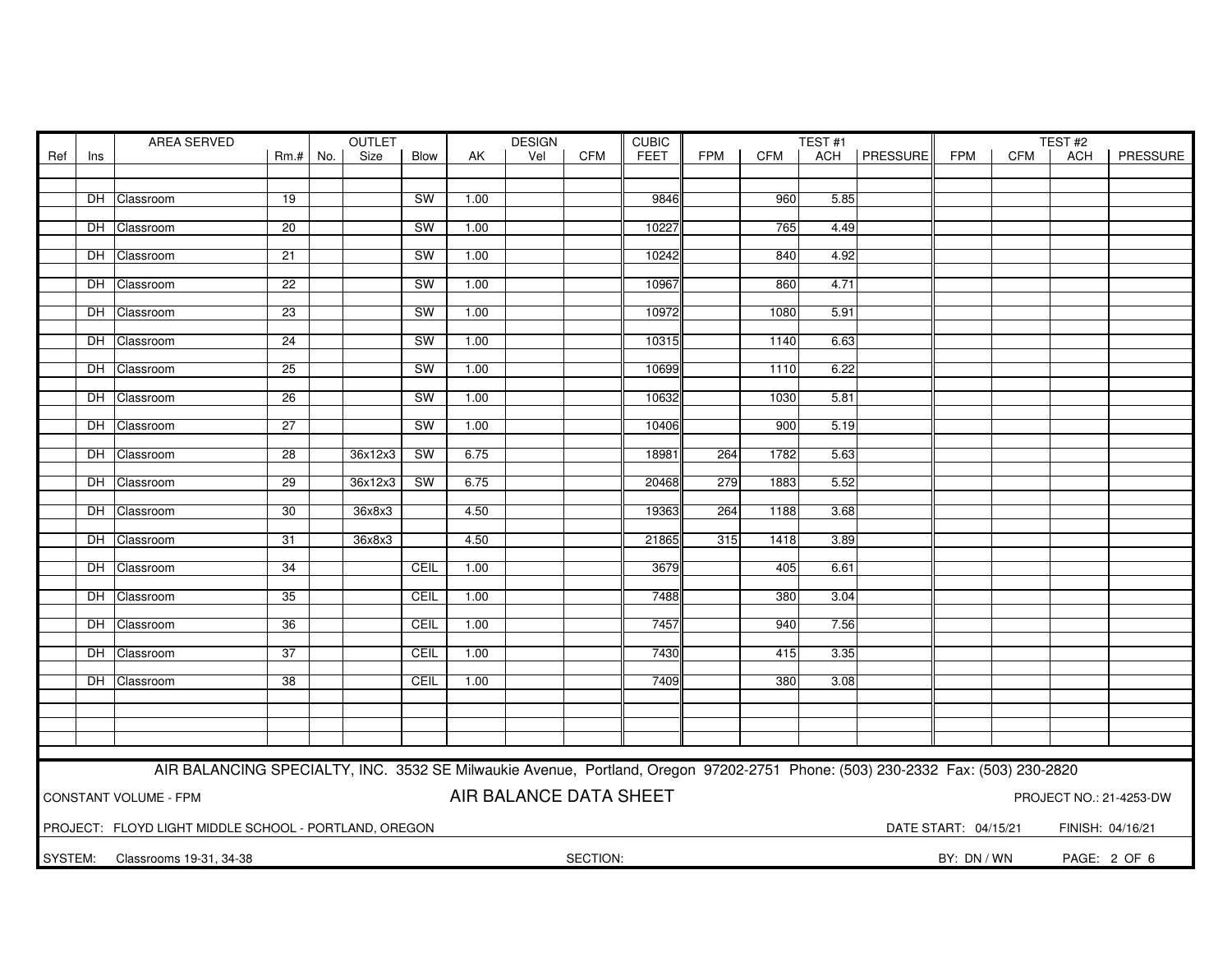| Ref | Ins | AREA SERVED | Rm.# | OUTLET No. | OUTLET Size | OUTLET Blow | DESIGN AK | DESIGN Vel | DESIGN CFM | CUBIC FEET | TEST #1 FPM | TEST #1 CFM | TEST #1 ACH | TEST #1 PRESSURE | TEST #2 FPM | TEST #2 CFM | TEST #2 ACH | TEST #2 PRESSURE |
|---|---|---|---|---|---|---|---|---|---|---|---|---|---|---|---|---|---|---|
| | DH | Classroom | 19 | | | SW | 1.00 | | | 9846 | | 960 | 5.85 | | | | | |
| | DH | Classroom | 20 | | | SW | 1.00 | | | 10227 | | 765 | 4.49 | | | | | |
| | DH | Classroom | 21 | | | SW | 1.00 | | | 10242 | | 840 | 4.92 | | | | | |
| | DH | Classroom | 22 | | | SW | 1.00 | | | 10967 | | 860 | 4.71 | | | | | |
| | DH | Classroom | 23 | | | SW | 1.00 | | | 10972 | | 1080 | 5.91 | | | | | |
| | DH | Classroom | 24 | | | SW | 1.00 | | | 10315 | | 1140 | 6.63 | | | | | |
| | DH | Classroom | 25 | | | SW | 1.00 | | | 10699 | | 1110 | 6.22 | | | | | |
| | DH | Classroom | 26 | | | SW | 1.00 | | | 10632 | | 1030 | 5.81 | | | | | |
| | DH | Classroom | 27 | | | SW | 1.00 | | | 10406 | | 900 | 5.19 | | | | | |
| | DH | Classroom | 28 | | 36x12x3 | SW | 6.75 | | | 18981 | 264 | 1782 | 5.63 | | | | | |
| | DH | Classroom | 29 | | 36x12x3 | SW | 6.75 | | | 20468 | 279 | 1883 | 5.52 | | | | | |
| | DH | Classroom | 30 | | 36x8x3 | | 4.50 | | | 19363 | 264 | 1188 | 3.68 | | | | | |
| | DH | Classroom | 31 | | 36x8x3 | | 4.50 | | | 21865 | 315 | 1418 | 3.89 | | | | | |
| | DH | Classroom | 34 | | | CEIL | 1.00 | | | 3679 | | 405 | 6.61 | | | | | |
| | DH | Classroom | 35 | | | CEIL | 1.00 | | | 7488 | | 380 | 3.04 | | | | | |
| | DH | Classroom | 36 | | | CEIL | 1.00 | | | 7457 | | 940 | 7.56 | | | | | |
| | DH | Classroom | 37 | | | CEIL | 1.00 | | | 7430 | | 415 | 3.35 | | | | | |
| | DH | Classroom | 38 | | | CEIL | 1.00 | | | 7409 | | 380 | 3.08 | | | | | |

AIR BALANCING SPECIALTY, INC. 3532 SE Milwaukie Avenue, Portland, Oregon 97202-2751 Phone: (503) 230-2332 Fax: (503) 230-2820

CONSTANT VOLUME - FPM

**AIR BALANCE DATA SHEET**

PROJECT NO.: 21-4253-DW

PROJECT: FLOYD LIGHT MIDDLE SCHOOL - PORTLAND, OREGON

DATE START: 04/15/21 FINISH: 04/16/21

SYSTEM: Classrooms 19-31, 34-38

SECTION:

BY: DN / WN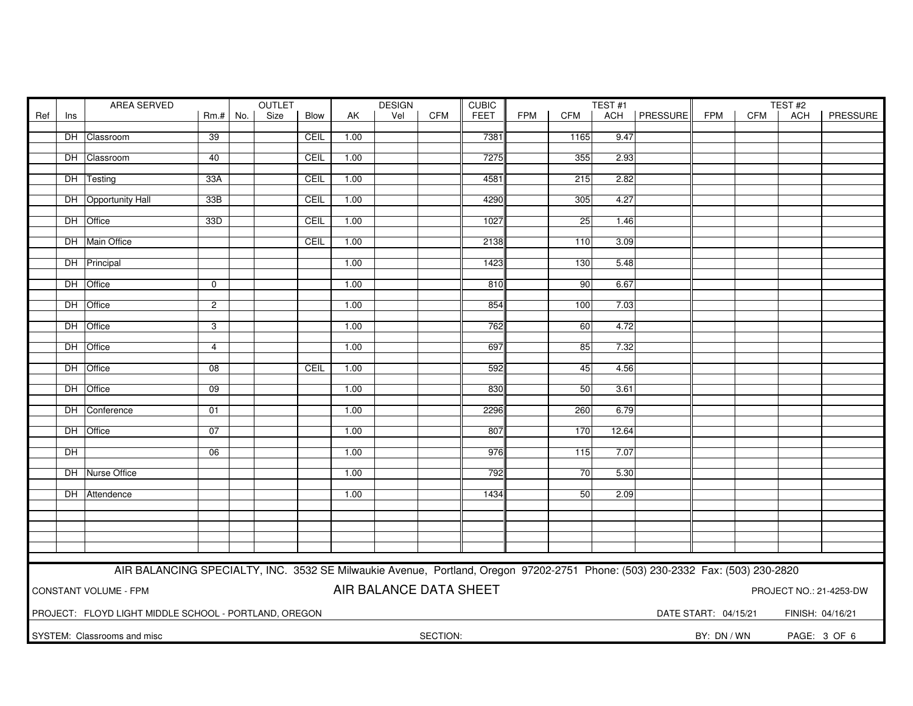| Ref | Ins | AREA SERVED | Rm.# | OUTLET No. | OUTLET Size | OUTLET Blow | AK | DESIGN Vel | DESIGN CFM | CUBIC FEET | TEST #1 FPM | TEST #1 CFM | TEST #1 ACH | TEST #1 PRESSURE | TEST #2 FPM | TEST #2 CFM | TEST #2 ACH | TEST #2 PRESSURE |
|---|---|---|---|---|---|---|---|---|---|---|---|---|---|---|---|---|---|---|
| | DH | Classroom | 39 | | | CEIL | 1.00 | | | 7381 | | 1165 | 9.47 | | | | | |
| | DH | Classroom | 40 | | | CEIL | 1.00 | | | 7275 | | 355 | 2.93 | | | | | |
| | DH | Testing | 33A | | | CEIL | 1.00 | | | 4581 | | 215 | 2.82 | | | | | |
| | DH | Opportunity Hall | 33B | | | CEIL | 1.00 | | | 4290 | | 305 | 4.27 | | | | | |
| | DH | Office | 33D | | | CEIL | 1.00 | | | 1027 | | 25 | 1.46 | | | | | |
| | DH | Main Office | | | | CEIL | 1.00 | | | 2138 | | 110 | 3.09 | | | | | |
| | DH | Principal | | | | | 1.00 | | | 1423 | | 130 | 5.48 | | | | | |
| | DH | Office | 0 | | | | 1.00 | | | 810 | | 90 | 6.67 | | | | | |
| | DH | Office | 2 | | | | 1.00 | | | 854 | | 100 | 7.03 | | | | | |
| | DH | Office | 3 | | | | 1.00 | | | 762 | | 60 | 4.72 | | | | | |
| | DH | Office | 4 | | | | 1.00 | | | 697 | | 85 | 7.32 | | | | | |
| | DH | Office | 08 | | | CEIL | 1.00 | | | 592 | | 45 | 4.56 | | | | | |
| | DH | Office | 09 | | | | 1.00 | | | 830 | | 50 | 3.61 | | | | | |
| | DH | Conference | 01 | | | | 1.00 | | | 2296 | | 260 | 6.79 | | | | | |
| | DH | Office | 07 | | | | 1.00 | | | 807 | | 170 | 12.64 | | | | | |
| | DH | | 06 | | | | 1.00 | | | 976 | | 115 | 7.07 | | | | | |
| | DH | Nurse Office | | | | | 1.00 | | | 792 | | 70 | 5.30 | | | | | |
| | DH | Attendence | | | | | 1.00 | | | 1434 | | 50 | 2.09 | | | | | |

AIR BALANCING SPECIALTY, INC. 3532 SE Milwaukie Avenue, Portland, Oregon 97202-2751 Phone: (503) 230-2332 Fax: (503) 230-2820

CONSTANT VOLUME - FPM

## AIR BALANCE DATA SHEET

PROJECT NO.: 21-4253-DW

PROJECT: FLOYD LIGHT MIDDLE SCHOOL - PORTLAND, OREGON

DATE START: 04/15/21 FINISH: 04/16/21

SYSTEM: Classrooms and misc SECTION:

BY: DN / WN PAGE: 3 OF 6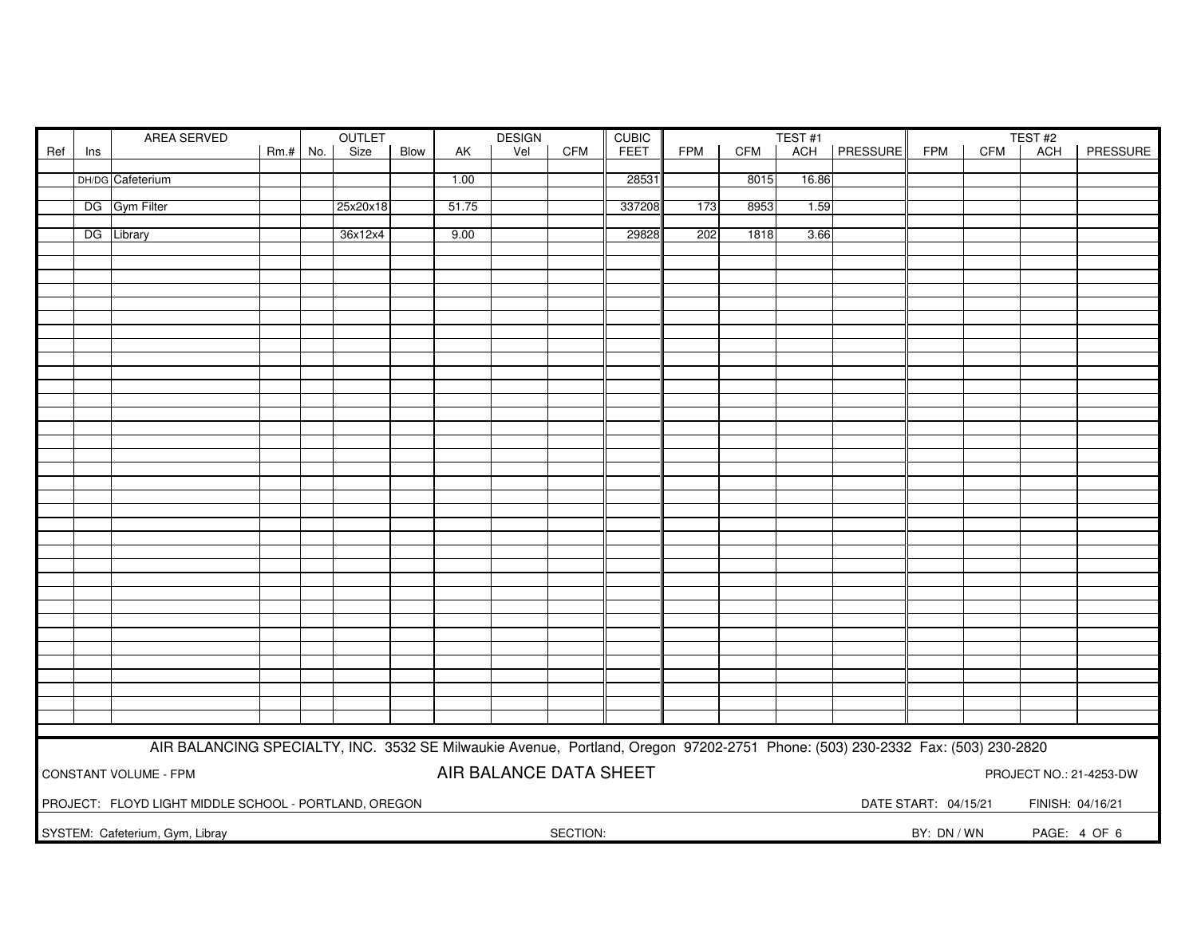| Ref | Ins | AREA SERVED | Rm.# | OUTLET No. | OUTLET Size | OUTLET Blow | DESIGN AK | DESIGN Vel | DESIGN CFM | CUBIC FEET | TEST #1 FPM | TEST #1 CFM | TEST #1 ACH | TEST #1 PRESSURE | TEST #2 FPM | TEST #2 CFM | TEST #2 ACH | TEST #2 PRESSURE |
|---|---|---|---|---|---|---|---|---|---|---|---|---|---|---|---|---|---|---|
| | DH/DG | Cafeterium | | | | | 1.00 | | | 28531 | | 8015 | 16.86 | | | | | |
| | DG | Gym Filter | | | 25x20x18 | | 51.75 | | | 337208 | 173 | 8953 | 1.59 | | | | | |
| | DG | Library | | | 36x12x4 | | 9.00 | | | 29828 | 202 | 1818 | 3.66 | | | | | |

AIR BALANCING SPECIALTY, INC. 3532 SE Milwaukie Avenue, Portland, Oregon 97202-2751 Phone: (503) 230-2332 Fax: (503) 230-2820

CONSTANT VOLUME - FPM

## AIR BALANCE DATA SHEET

PROJECT NO.: 21-4253-DW

PROJECT: FLOYD LIGHT MIDDLE SCHOOL - PORTLAND, OREGON

DATE START: 04/15/21 FINISH: 04/16/21

SYSTEM: Cafeterium, Gym, Libray

SECTION:

BY: DN / WN

PAGE: 4 OF 6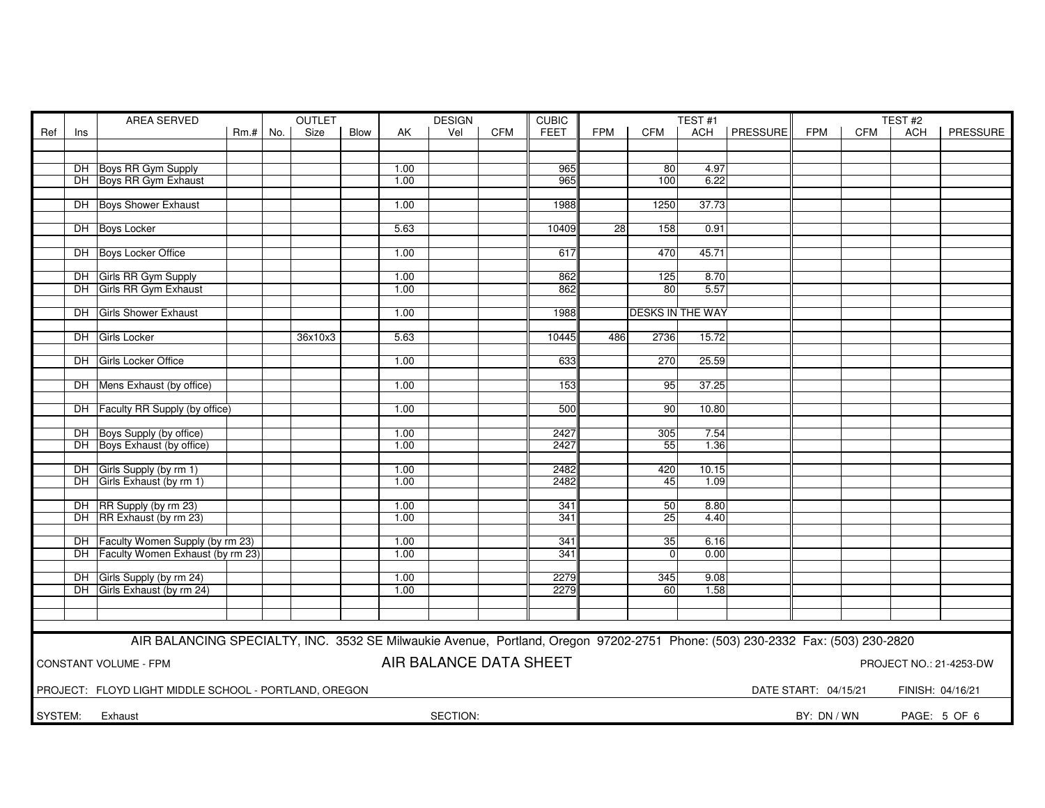| Ref | Ins | AREA SERVED | Rm.# | OUTLET No. | OUTLET Size | OUTLET Blow | DESIGN AK | DESIGN Vel | DESIGN CFM | CUBIC FEET | TEST #1 FPM | TEST #1 CFM | TEST #1 ACH | TEST #1 PRESSURE | TEST #2 FPM | TEST #2 CFM | TEST #2 ACH | TEST #2 PRESSURE |
|---|---|---|---|---|---|---|---|---|---|---|---|---|---|---|---|---|---|---|
| | DH | Boys RR Gym Supply | | | | | 1.00 | | | 965 | | 80 | 4.97 | | | | | |
| | DH | Boys RR Gym Exhaust | | | | | 1.00 | | | 965 | | 100 | 6.22 | | | | | |
| | DH | Boys Shower Exhaust | | | | | 1.00 | | | 1988 | | 1250 | 37.73 | | | | | |
| | DH | Boys Locker | | | | | 5.63 | | | 10409 | 28 | 158 | 0.91 | | | | | |
| | DH | Boys Locker Office | | | | | 1.00 | | | 617 | | 470 | 45.71 | | | | | |
| | DH | Girls RR Gym Supply | | | | | 1.00 | | | 862 | | 125 | 8.70 | | | | | |
| | DH | Girls RR Gym Exhaust | | | | | 1.00 | | | 862 | | 80 | 5.57 | | | | | |
| | DH | Girls Shower Exhaust | | | | | 1.00 | | | 1988 | | DESKS IN THE WAY | | | | | | |
| | DH | Girls Locker | | | 36x10x3 | | 5.63 | | | 10445 | 486 | 2736 | 15.72 | | | | | |
| | DH | Girls Locker Office | | | | | 1.00 | | | 633 | | 270 | 25.59 | | | | | |
| | DH | Mens Exhaust (by office) | | | | | 1.00 | | | 153 | | 95 | 37.25 | | | | | |
| | DH | Faculty RR Supply (by office) | | | | | 1.00 | | | 500 | | 90 | 10.80 | | | | | |
| | DH | Boys Supply (by office) | | | | | 1.00 | | | 2427 | | 305 | 7.54 | | | | | |
| | DH | Boys Exhaust (by office) | | | | | 1.00 | | | 2427 | | 55 | 1.36 | | | | | |
| | DH | Girls Supply (by rm 1) | | | | | 1.00 | | | 2482 | | 420 | 10.15 | | | | | |
| | DH | Girls Exhaust (by rm 1) | | | | | 1.00 | | | 2482 | | 45 | 1.09 | | | | | |
| | DH | RR Supply (by rm 23) | | | | | 1.00 | | | 341 | | 50 | 8.80 | | | | | |
| | DH | RR Exhaust (by rm 23) | | | | | 1.00 | | | 341 | | 25 | 4.40 | | | | | |
| | DH | Faculty Women Supply (by rm 23) | | | | | 1.00 | | | 341 | | 35 | 6.16 | | | | | |
| | DH | Faculty Women Exhaust (by rm 23) | | | | | 1.00 | | | 341 | | 0 | 0.00 | | | | | |
| | DH | Girls Supply (by rm 24) | | | | | 1.00 | | | 2279 | | 345 | 9.08 | | | | | |
| | DH | Girls Exhaust (by rm 24) | | | | | 1.00 | | | 2279 | | 60 | 1.58 | | | | | |

AIR BALANCING SPECIALTY, INC. 3532 SE Milwaukie Avenue, Portland, Oregon 97202-2751 Phone: (503) 230-2332 Fax: (503) 230-2820

CONSTANT VOLUME - FPM

## AIR BALANCE DATA SHEET

PROJECT NO.: 21-4253-DW

PROJECT: FLOYD LIGHT MIDDLE SCHOOL - PORTLAND, OREGON

DATE START: 04/15/21 FINISH: 04/16/21

SYSTEM: Exhaust SECTION:

BY: DN / WN PAGE: 5 OF 6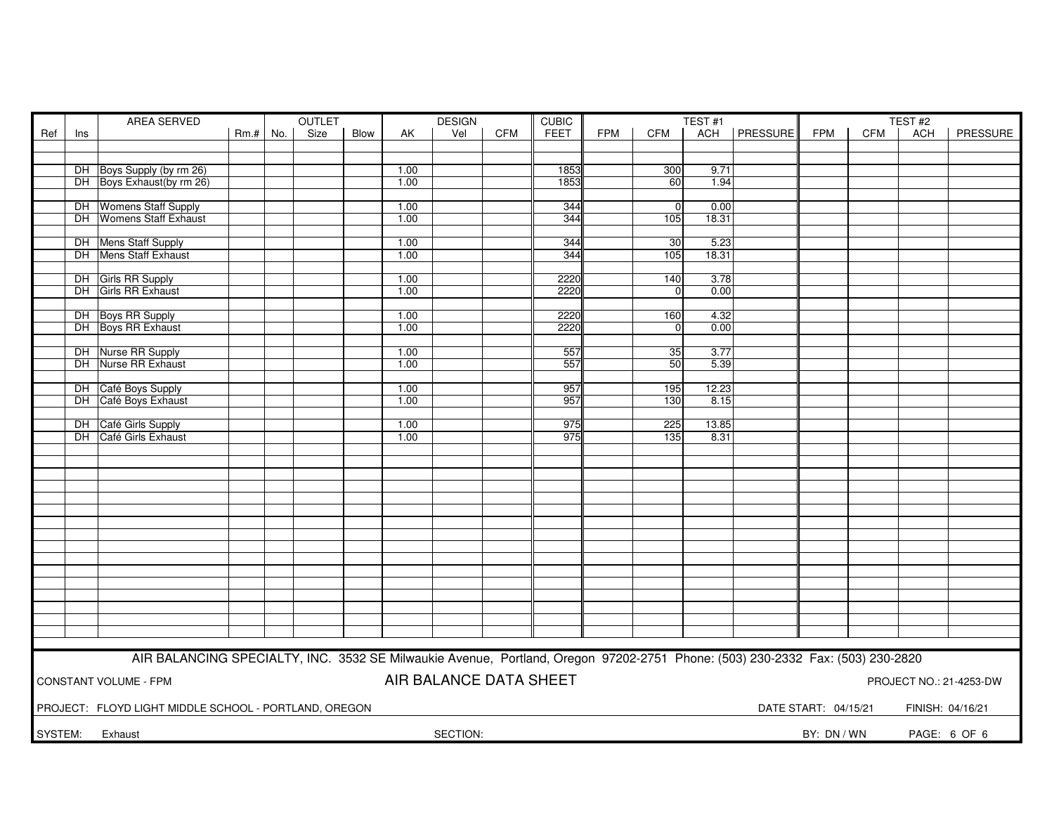| Ref | Ins | AREA SERVED | Rm.# | OUTLET No. | OUTLET Size | OUTLET Blow | DESIGN AK | DESIGN Vel | DESIGN CFM | CUBIC FEET | TEST #1 FPM | TEST #1 CFM | TEST #1 ACH | TEST #1 PRESSURE | TEST #2 FPM | TEST #2 CFM | TEST #2 ACH | TEST #2 PRESSURE |
|---|---|---|---|---|---|---|---|---|---|---|---|---|---|---|---|---|---|---|
| | DH | Boys Supply (by rm 26) | | | | | 1.00 | | | 1853 | | 300 | 9.71 | | | | | |
| | DH | Boys Exhaust(by rm 26) | | | | | 1.00 | | | 1853 | | 60 | 1.94 | | | | | |
| | DH | Womens Staff Supply | | | | | 1.00 | | | 344 | | 0 | 0.00 | | | | | |
| | DH | Womens Staff Exhaust | | | | | 1.00 | | | 344 | | 105 | 18.31 | | | | | |
| | DH | Mens Staff Supply | | | | | 1.00 | | | 344 | | 30 | 5.23 | | | | | |
| | DH | Mens Staff Exhaust | | | | | 1.00 | | | 344 | | 105 | 18.31 | | | | | |
| | DH | Girls RR Supply | | | | | 1.00 | | | 2220 | | 140 | 3.78 | | | | | |
| | DH | Girls RR Exhaust | | | | | 1.00 | | | 2220 | | 0 | 0.00 | | | | | |
| | DH | Boys RR Supply | | | | | 1.00 | | | 2220 | | 160 | 4.32 | | | | | |
| | DH | Boys RR Exhaust | | | | | 1.00 | | | 2220 | | 0 | 0.00 | | | | | |
| | DH | Nurse RR Supply | | | | | 1.00 | | | 557 | | 35 | 3.77 | | | | | |
| | DH | Nurse RR Exhaust | | | | | 1.00 | | | 557 | | 50 | 5.39 | | | | | |
| | DH | Café Boys Supply | | | | | 1.00 | | | 957 | | 195 | 12.23 | | | | | |
| | DH | Café Boys Exhaust | | | | | 1.00 | | | 957 | | 130 | 8.15 | | | | | |
| | DH | Café Girls Supply | | | | | 1.00 | | | 975 | | 225 | 13.85 | | | | | |
| | DH | Café Girls Exhaust | | | | | 1.00 | | | 975 | | 135 | 8.31 | | | | | |

AIR BALANCING SPECIALTY, INC. 3532 SE Milwaukie Avenue, Portland, Oregon 97202-2751 Phone: (503) 230-2332 Fax: (503) 230-2820

CONSTANT VOLUME - FPM

**AIR BALANCE DATA SHEET**

PROJECT NO.: 21-4253-DW

PROJECT: FLOYD LIGHT MIDDLE SCHOOL - PORTLAND, OREGON

DATE START: 04/15/21 FINISH: 04/16/21

SYSTEM: Exhaust SECTION: BY: DN / WN